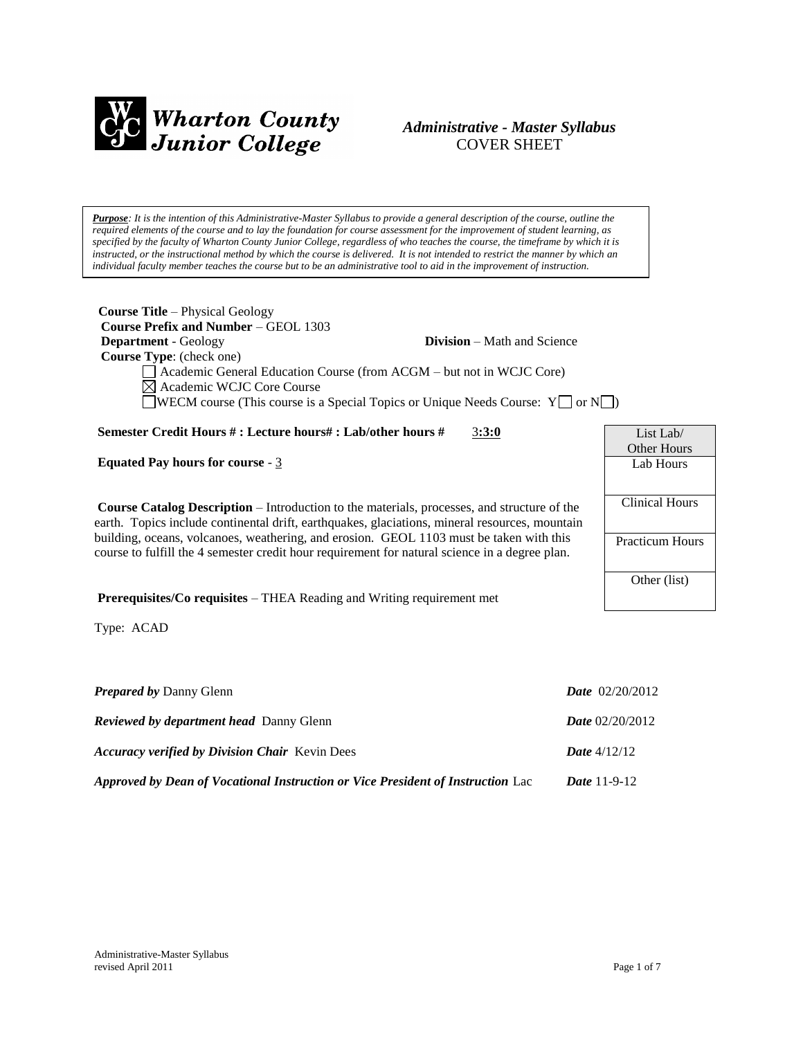Wharton County Junior College

*Administrative - Master Syllabus*
COVER SHEET

***Purpose****: It is the intention of this Administrative-Master Syllabus to provide a general description of the course, outline the required elements of the course and to lay the foundation for course assessment for the improvement of student learning, as specified by the faculty of Wharton County Junior College, regardless of who teaches the course, the timeframe by which it is instructed, or the instructional method by which the course is delivered. It is not intended to restrict the manner by which an individual faculty member teaches the course but to be an administrative tool to aid in the improvement of instruction.*

**Course Title** – Physical Geology
**Course Prefix and Number** – GEOL 1303
**Department** - Geology **Division** – Math and Science
**Course Type**: (check one)

☐ Academic General Education Course (from ACGM – but not in WCJC Core)
☒ Academic WCJC Core Course
☐ WECM course (This course is a Special Topics or Unique Needs Course: Y☐ or N☐)

**Semester Credit Hours # : Lecture hours# : Lab/other hours #** 3**:3:0**

**Equated Pay hours for course** - 3

**Course Catalog Description** – Introduction to the materials, processes, and structure of the earth. Topics include continental drift, earthquakes, glaciations, mineral resources, mountain building, oceans, volcanoes, weathering, and erosion. GEOL 1103 must be taken with this course to fulfill the 4 semester credit hour requirement for natural science in a degree plan.

**Prerequisites/Co requisites** – THEA Reading and Writing requirement met

Type: ACAD

| List Lab/ Other Hours |
|---|
| Lab Hours |
| Clinical Hours |
| Practicum Hours |
| Other (list) |

***Prepared by*** Danny Glenn ***Date*** 02/20/2012

***Reviewed by department head*** Danny Glenn ***Date*** 02/20/2012

***Accuracy verified by Division Chair*** Kevin Dees ***Date*** 4/12/12

***Approved by Dean of Vocational Instruction or Vice President of Instruction*** Lac ***Date*** 11-9-12

Administrative-Master Syllabus
revised April 2011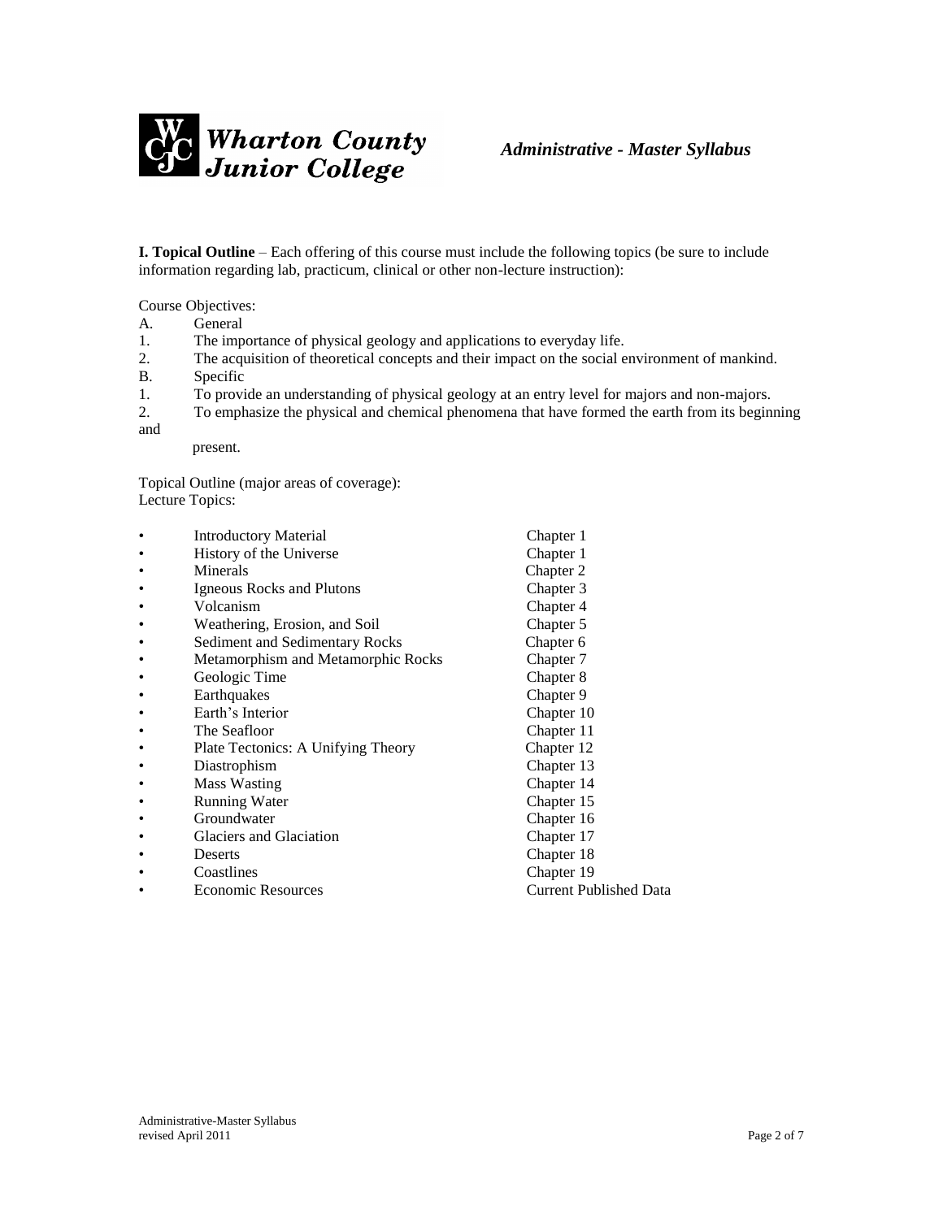**I. Topical Outline** – Each offering of this course must include the following topics (be sure to include information regarding lab, practicum, clinical or other non-lecture instruction):

Course Objectives:

A. General

1. The importance of physical geology and applications to everyday life.
2. The acquisition of theoretical concepts and their impact on the social environment of mankind.

B. Specific

1. To provide an understanding of physical geology at an entry level for majors and non-majors.
2. To emphasize the physical and chemical phenomena that have formed the earth from its beginning and present.

Topical Outline (major areas of coverage):

Lecture Topics:

| Topic | Chapter |
|---|---|
| • Introductory Material | Chapter 1 |
| • History of the Universe | Chapter 1 |
| • Minerals | Chapter 2 |
| • Igneous Rocks and Plutons | Chapter 3 |
| • Volcanism | Chapter 4 |
| • Weathering, Erosion, and Soil | Chapter 5 |
| • Sediment and Sedimentary Rocks | Chapter 6 |
| • Metamorphism and Metamorphic Rocks | Chapter 7 |
| • Geologic Time | Chapter 8 |
| • Earthquakes | Chapter 9 |
| • Earth's Interior | Chapter 10 |
| • The Seafloor | Chapter 11 |
| • Plate Tectonics: A Unifying Theory | Chapter 12 |
| • Diastrophism | Chapter 13 |
| • Mass Wasting | Chapter 14 |
| • Running Water | Chapter 15 |
| • Groundwater | Chapter 16 |
| • Glaciers and Glaciation | Chapter 17 |
| • Deserts | Chapter 18 |
| • Coastlines | Chapter 19 |
| • Economic Resources | Current Published Data |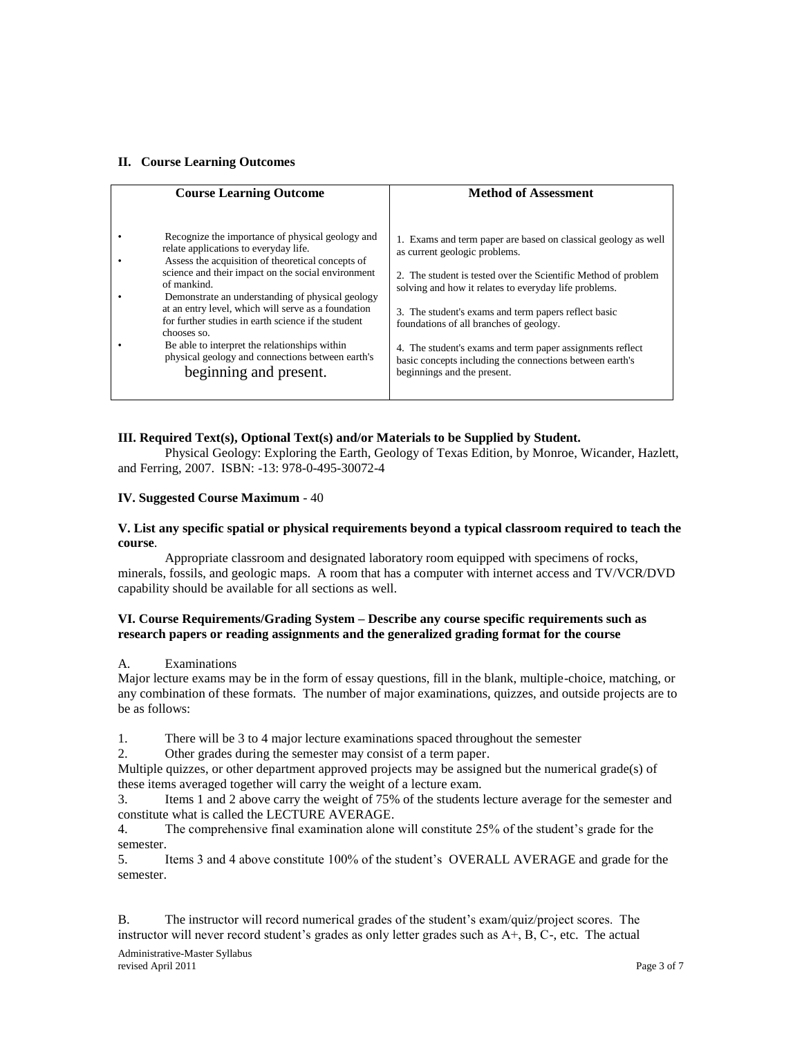## II. Course Learning Outcomes

| Course Learning Outcome | Method of Assessment |
|---|---|
| • Recognize the importance of physical geology and relate applications to everyday life.<br>• Assess the acquisition of theoretical concepts of science and their impact on the social environment of mankind.<br>• Demonstrate an understanding of physical geology at an entry level, which will serve as a foundation for further studies in earth science if the student chooses so.<br>• Be able to interpret the relationships within physical geology and connections between earth's beginning and present. | 1. Exams and term paper are based on classical geology as well as current geologic problems.<br>2. The student is tested over the Scientific Method of problem solving and how it relates to everyday life problems.<br>3. The student's exams and term papers reflect basic foundations of all branches of geology.<br>4. The student's exams and term paper assignments reflect basic concepts including the connections between earth's beginnings and the present. |

## III. Required Text(s), Optional Text(s) and/or Materials to be Supplied by Student.

Physical Geology: Exploring the Earth, Geology of Texas Edition, by Monroe, Wicander, Hazlett, and Ferring, 2007. ISBN: -13: 978-0-495-30072-4

## IV. Suggested Course Maximum - 40

## V. List any specific spatial or physical requirements beyond a typical classroom required to teach the course.

Appropriate classroom and designated laboratory room equipped with specimens of rocks, minerals, fossils, and geologic maps. A room that has a computer with internet access and TV/VCR/DVD capability should be available for all sections as well.

## VI. Course Requirements/Grading System – Describe any course specific requirements such as research papers or reading assignments and the generalized grading format for the course

A. Examinations

Major lecture exams may be in the form of essay questions, fill in the blank, multiple-choice, matching, or any combination of these formats. The number of major examinations, quizzes, and outside projects are to be as follows:

1. There will be 3 to 4 major lecture examinations spaced throughout the semester
2. Other grades during the semester may consist of a term paper.

Multiple quizzes, or other department approved projects may be assigned but the numerical grade(s) of these items averaged together will carry the weight of a lecture exam.

3. Items 1 and 2 above carry the weight of 75% of the students lecture average for the semester and constitute what is called the LECTURE AVERAGE.
4. The comprehensive final examination alone will constitute 25% of the student's grade for the semester.
5. Items 3 and 4 above constitute 100% of the student's OVERALL AVERAGE and grade for the semester.

B. The instructor will record numerical grades of the student's exam/quiz/project scores. The instructor will never record student's grades as only letter grades such as A+, B, C-, etc. The actual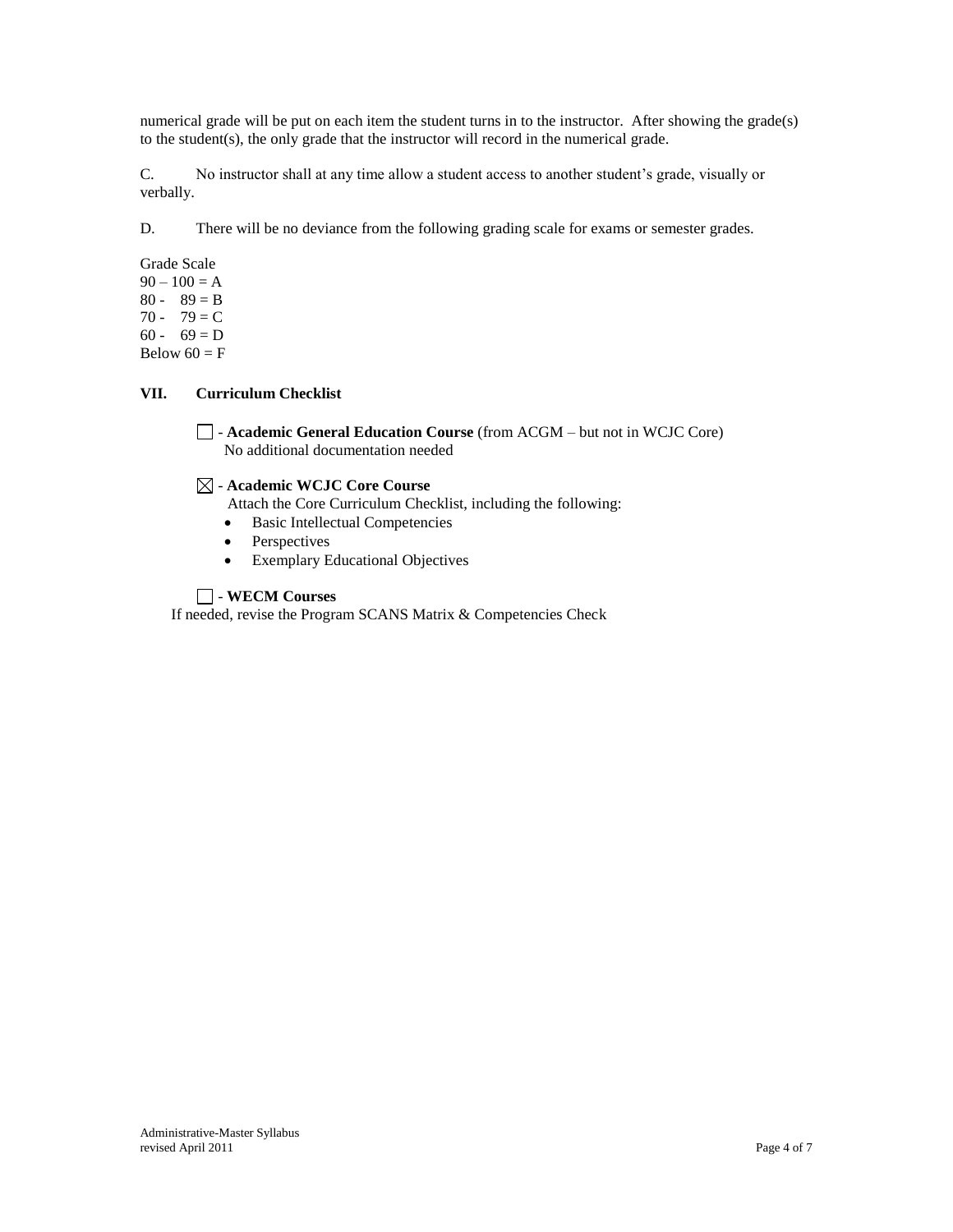numerical grade will be put on each item the student turns in to the instructor. After showing the grade(s) to the student(s), the only grade that the instructor will record in the numerical grade.

C. No instructor shall at any time allow a student access to another student's grade, visually or verbally.

D. There will be no deviance from the following grading scale for exams or semester grades.

Grade Scale
90 – 100 = A
80 - 89 = B
70 - 79 = C
60 - 69 = D
Below 60 = F

## VII. Curriculum Checklist

☐ - **Academic General Education Course** (from ACGM – but not in WCJC Core)
No additional documentation needed

☒ - **Academic WCJC Core Course**
Attach the Core Curriculum Checklist, including the following:

- Basic Intellectual Competencies
- Perspectives
- Exemplary Educational Objectives

☐ - **WECM Courses**
If needed, revise the Program SCANS Matrix & Competencies Check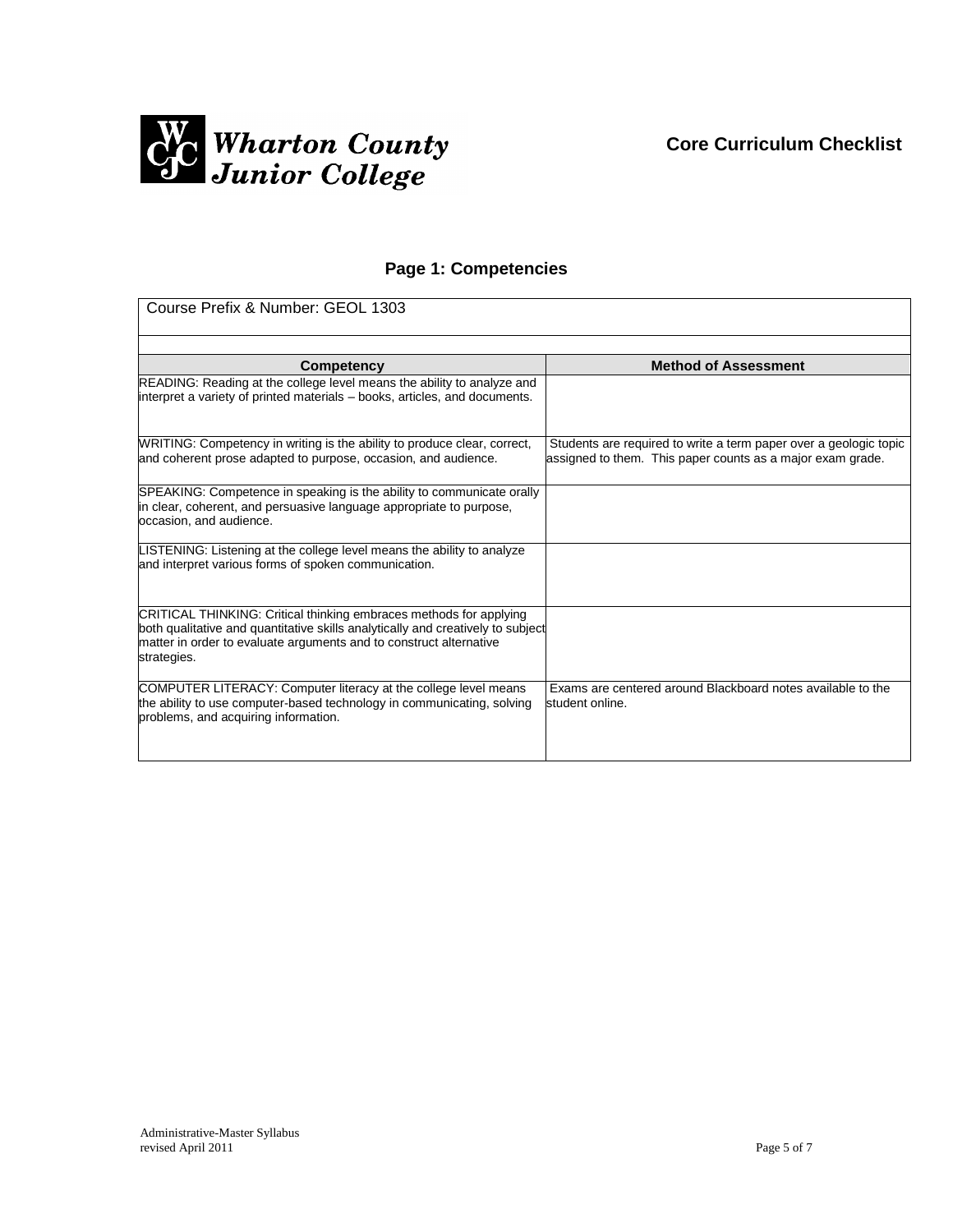Wharton County Junior College

**Core Curriculum Checklist**

## Page 1: Competencies

| Course Prefix & Number: GEOL 1303 | |
|---|---|
| | |
| **Competency** | **Method of Assessment** |
| READING: Reading at the college level means the ability to analyze and interpret a variety of printed materials – books, articles, and documents. | |
| WRITING: Competency in writing is the ability to produce clear, correct, and coherent prose adapted to purpose, occasion, and audience. | Students are required to write a term paper over a geologic topic assigned to them. This paper counts as a major exam grade. |
| SPEAKING: Competence in speaking is the ability to communicate orally in clear, coherent, and persuasive language appropriate to purpose, occasion, and audience. | |
| LISTENING: Listening at the college level means the ability to analyze and interpret various forms of spoken communication. | |
| CRITICAL THINKING: Critical thinking embraces methods for applying both qualitative and quantitative skills analytically and creatively to subject matter in order to evaluate arguments and to construct alternative strategies. | |
| COMPUTER LITERACY: Computer literacy at the college level means the ability to use computer-based technology in communicating, solving problems, and acquiring information. | Exams are centered around Blackboard notes available to the student online. |

Administrative-Master Syllabus
revised April 2011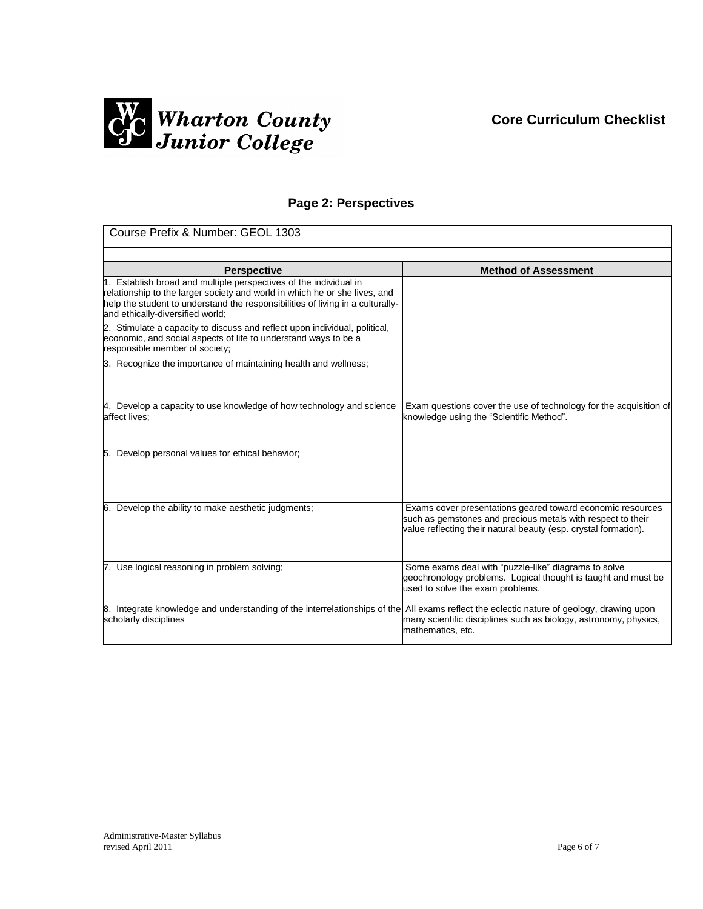Wharton County Junior College

**Core Curriculum Checklist**

## Page 2: Perspectives

Course Prefix & Number: GEOL 1303

| Perspective | Method of Assessment |
|---|---|
| 1. Establish broad and multiple perspectives of the individual in relationship to the larger society and world in which he or she lives, and help the student to understand the responsibilities of living in a culturally- and ethically-diversified world; | |
| 2. Stimulate a capacity to discuss and reflect upon individual, political, economic, and social aspects of life to understand ways to be a responsible member of society; | |
| 3. Recognize the importance of maintaining health and wellness; | |
| 4. Develop a capacity to use knowledge of how technology and science affect lives; | Exam questions cover the use of technology for the acquisition of knowledge using the "Scientific Method". |
| 5. Develop personal values for ethical behavior; | |
| 6. Develop the ability to make aesthetic judgments; | Exams cover presentations geared toward economic resources such as gemstones and precious metals with respect to their value reflecting their natural beauty (esp. crystal formation). |
| 7. Use logical reasoning in problem solving; | Some exams deal with "puzzle-like" diagrams to solve geochronology problems. Logical thought is taught and must be used to solve the exam problems. |
| 8. Integrate knowledge and understanding of the interrelationships of the scholarly disciplines | All exams reflect the eclectic nature of geology, drawing upon many scientific disciplines such as biology, astronomy, physics, mathematics, etc. |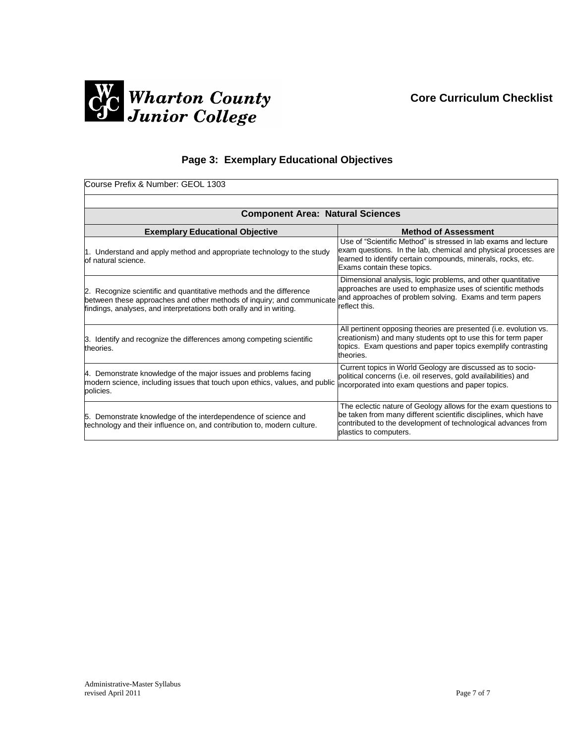Wharton County Junior College

**Core Curriculum Checklist**

## Page 3: Exemplary Educational Objectives

Course Prefix & Number: GEOL 1303

**Component Area: Natural Sciences**

| Exemplary Educational Objective | Method of Assessment |
|---|---|
| 1. Understand and apply method and appropriate technology to the study of natural science. | Use of "Scientific Method" is stressed in lab exams and lecture exam questions. In the lab, chemical and physical processes are learned to identify certain compounds, minerals, rocks, etc. Exams contain these topics. |
| 2. Recognize scientific and quantitative methods and the difference between these approaches and other methods of inquiry; and communicate findings, analyses, and interpretations both orally and in writing. | Dimensional analysis, logic problems, and other quantitative approaches are used to emphasize uses of scientific methods and approaches of problem solving. Exams and term papers reflect this. |
| 3. Identify and recognize the differences among competing scientific theories. | All pertinent opposing theories are presented (i.e. evolution vs. creationism) and many students opt to use this for term paper topics. Exam questions and paper topics exemplify contrasting theories. |
| 4. Demonstrate knowledge of the major issues and problems facing modern science, including issues that touch upon ethics, values, and public policies. | Current topics in World Geology are discussed as to socio-political concerns (i.e. oil reserves, gold availabilities) and incorporated into exam questions and paper topics. |
| 5. Demonstrate knowledge of the interdependence of science and technology and their influence on, and contribution to, modern culture. | The eclectic nature of Geology allows for the exam questions to be taken from many different scientific disciplines, which have contributed to the development of technological advances from plastics to computers. |

Administrative-Master Syllabus
revised April 2011